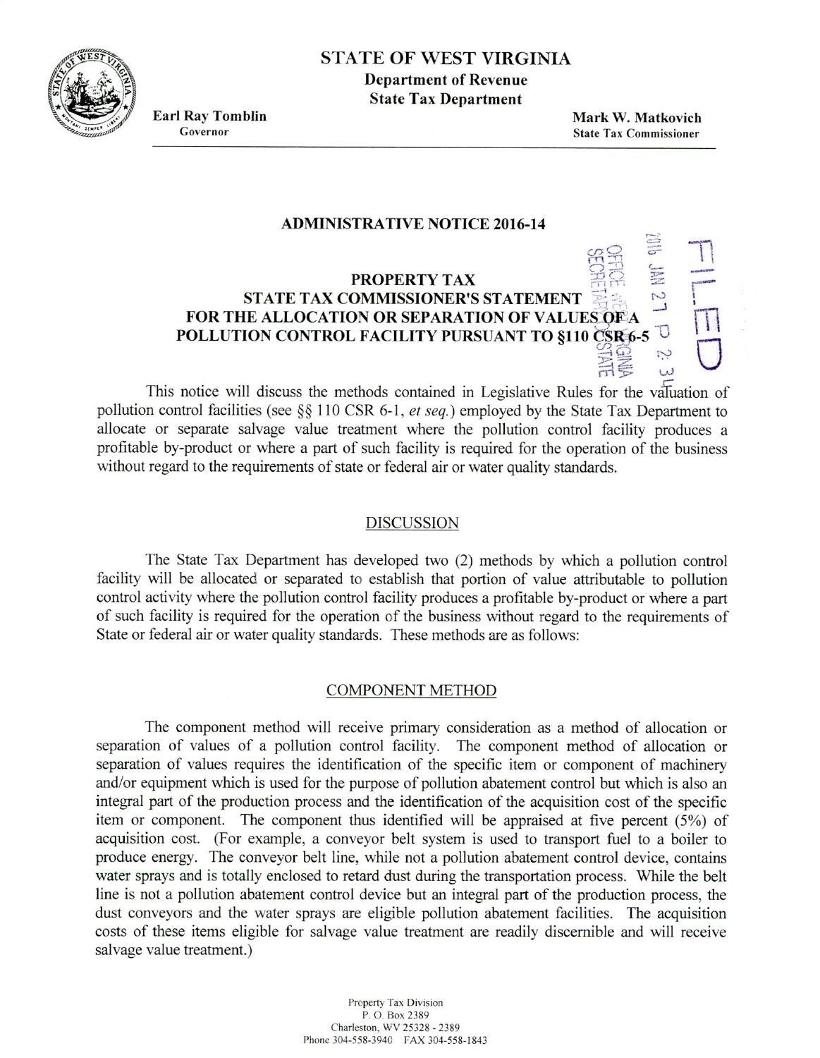# STATE OF WEST VIRGINIA

**Department of Revenue**
**State Tax Department**

**Earl Ray Tomblin**
Governor

**Mark W. Matkovich**
State Tax Commissioner

## ADMINISTRATIVE NOTICE 2016-14

## PROPERTY TAX
## STATE TAX COMMISSIONER'S STATEMENT FOR THE ALLOCATION OR SEPARATION OF VALUES OF A POLLUTION CONTROL FACILITY PURSUANT TO §110 CSR 6-5

FILED
2016 JAN 27 P 2:34
OFFICE WEST VIRGINIA SECRETARY OF STATE

This notice will discuss the methods contained in Legislative Rules for the valuation of pollution control facilities (see §§ 110 CSR 6-1, *et seq.*) employed by the State Tax Department to allocate or separate salvage value treatment where the pollution control facility produces a profitable by-product or where a part of such facility is required for the operation of the business without regard to the requirements of state or federal air or water quality standards.

### DISCUSSION

The State Tax Department has developed two (2) methods by which a pollution control facility will be allocated or separated to establish that portion of value attributable to pollution control activity where the pollution control facility produces a profitable by-product or where a part of such facility is required for the operation of the business without regard to the requirements of State or federal air or water quality standards. These methods are as follows:

### COMPONENT METHOD

The component method will receive primary consideration as a method of allocation or separation of values of a pollution control facility. The component method of allocation or separation of values requires the identification of the specific item or component of machinery and/or equipment which is used for the purpose of pollution abatement control but which is also an integral part of the production process and the identification of the acquisition cost of the specific item or component. The component thus identified will be appraised at five percent (5%) of acquisition cost. (For example, a conveyor belt system is used to transport fuel to a boiler to produce energy. The conveyor belt line, while not a pollution abatement control device, contains water sprays and is totally enclosed to retard dust during the transportation process. While the belt line is not a pollution abatement control device but an integral part of the production process, the dust conveyors and the water sprays are eligible pollution abatement facilities. The acquisition costs of these items eligible for salvage value treatment are readily discernible and will receive salvage value treatment.)

Property Tax Division
P. O. Box 2389
Charleston, WV 25328 - 2389
Phone 304-558-3940 FAX 304-558-1843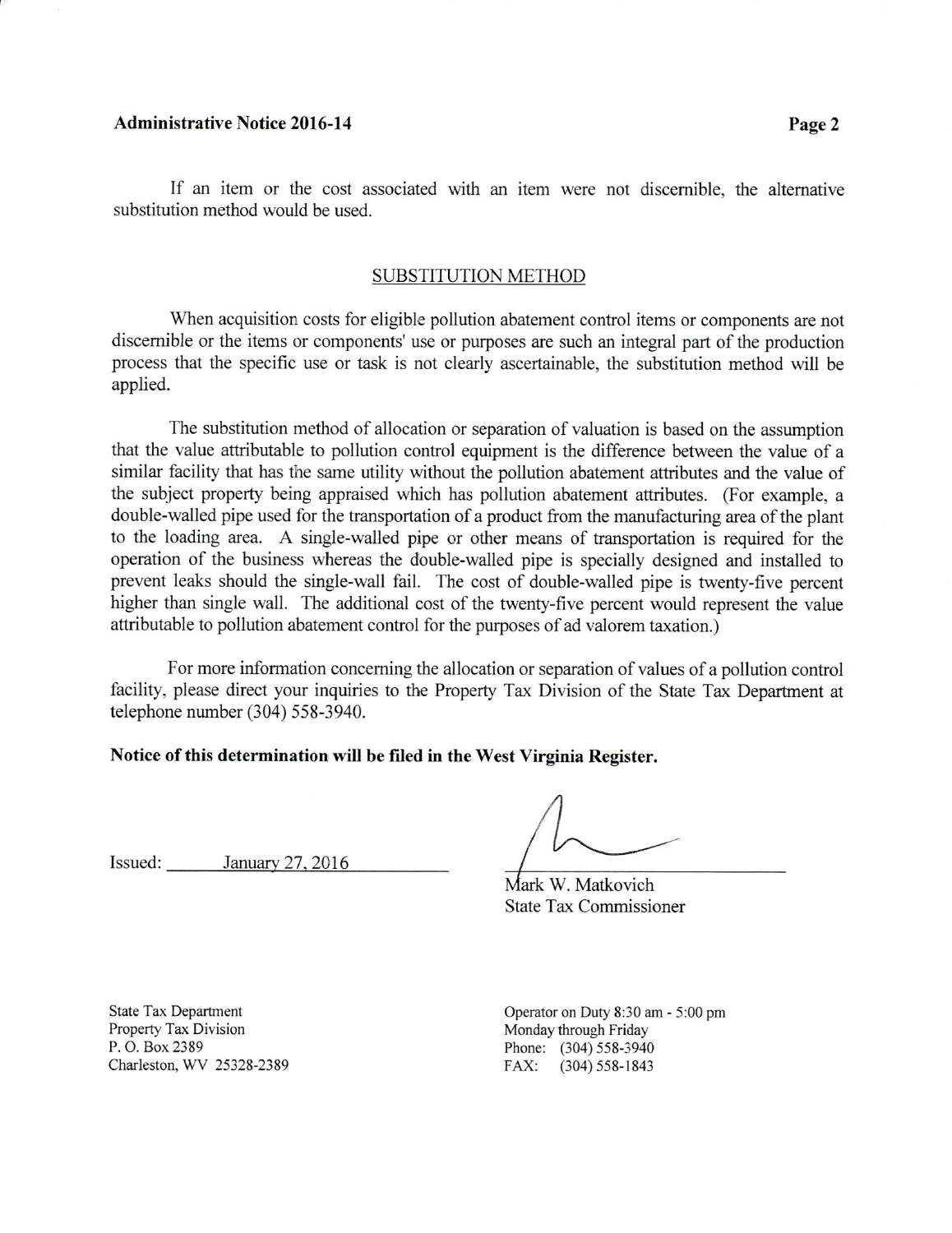If an item or the cost associated with an item were not discernible, the alternative substitution method would be used.

## SUBSTITUTION METHOD

When acquisition costs for eligible pollution abatement control items or components are not discernible or the items or components' use or purposes are such an integral part of the production process that the specific use or task is not clearly ascertainable, the substitution method will be applied.

The substitution method of allocation or separation of valuation is based on the assumption that the value attributable to pollution control equipment is the difference between the value of a similar facility that has the same utility without the pollution abatement attributes and the value of the subject property being appraised which has pollution abatement attributes. (For example, a double-walled pipe used for the transportation of a product from the manufacturing area of the plant to the loading area. A single-walled pipe or other means of transportation is required for the operation of the business whereas the double-walled pipe is specially designed and installed to prevent leaks should the single-wall fail. The cost of double-walled pipe is twenty-five percent higher than single wall. The additional cost of the twenty-five percent would represent the value attributable to pollution abatement control for the purposes of ad valorem taxation.)

For more information concerning the allocation or separation of values of a pollution control facility, please direct your inquiries to the Property Tax Division of the State Tax Department at telephone number (304) 558-3940.

**Notice of this determination will be filed in the West Virginia Register.**

Issued: January 27, 2016

Mark W. Matkovich
State Tax Commissioner

State Tax Department
Property Tax Division
P. O. Box 2389
Charleston, WV 25328-2389

Operator on Duty 8:30 am - 5:00 pm
Monday through Friday
Phone: (304) 558-3940
FAX: (304) 558-1843